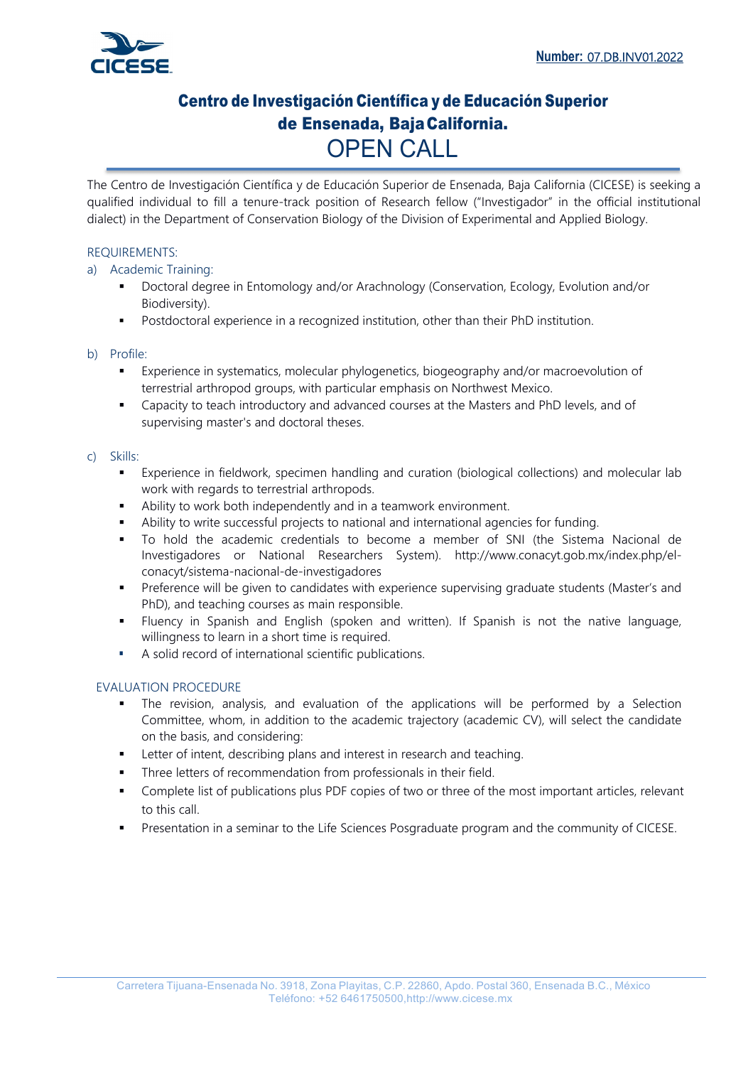**Number:** 07.DB.INV01.2022

# Centro de Investigación Científica y de Educación Superior de Ensenada, Baja California.

## OPEN CALL

The Centro de Investigación Científica y de Educación Superior de Ensenada, Baja California (CICESE) is seeking a qualified individual to fill a tenure-track position of Research fellow ("Investigador" in the official institutional dialect) in the Department of Conservation Biology of the Division of Experimental and Applied Biology.

REQUIREMENTS:

a) Academic Training:

- Doctoral degree in Entomology and/or Arachnology (Conservation, Ecology, Evolution and/or Biodiversity).
- Postdoctoral experience in a recognized institution, other than their PhD institution.

b) Profile:

- Experience in systematics, molecular phylogenetics, biogeography and/or macroevolution of terrestrial arthropod groups, with particular emphasis on Northwest Mexico.
- Capacity to teach introductory and advanced courses at the Masters and PhD levels, and of supervising master's and doctoral theses.

c) Skills:

- Experience in fieldwork, specimen handling and curation (biological collections) and molecular lab work with regards to terrestrial arthropods.
- Ability to work both independently and in a teamwork environment.
- Ability to write successful projects to national and international agencies for funding.
- To hold the academic credentials to become a member of SNI (the Sistema Nacional de Investigadores or National Researchers System). http://www.conacyt.gob.mx/index.php/el-conacyt/sistema-nacional-de-investigadores
- Preference will be given to candidates with experience supervising graduate students (Master's and PhD), and teaching courses as main responsible.
- Fluency in Spanish and English (spoken and written). If Spanish is not the native language, willingness to learn in a short time is required.
- A solid record of international scientific publications.

EVALUATION PROCEDURE

- The revision, analysis, and evaluation of the applications will be performed by a Selection Committee, whom, in addition to the academic trajectory (academic CV), will select the candidate on the basis, and considering:
- Letter of intent, describing plans and interest in research and teaching.
- Three letters of recommendation from professionals in their field.
- Complete list of publications plus PDF copies of two or three of the most important articles, relevant to this call.
- Presentation in a seminar to the Life Sciences Posgraduate program and the community of CICESE.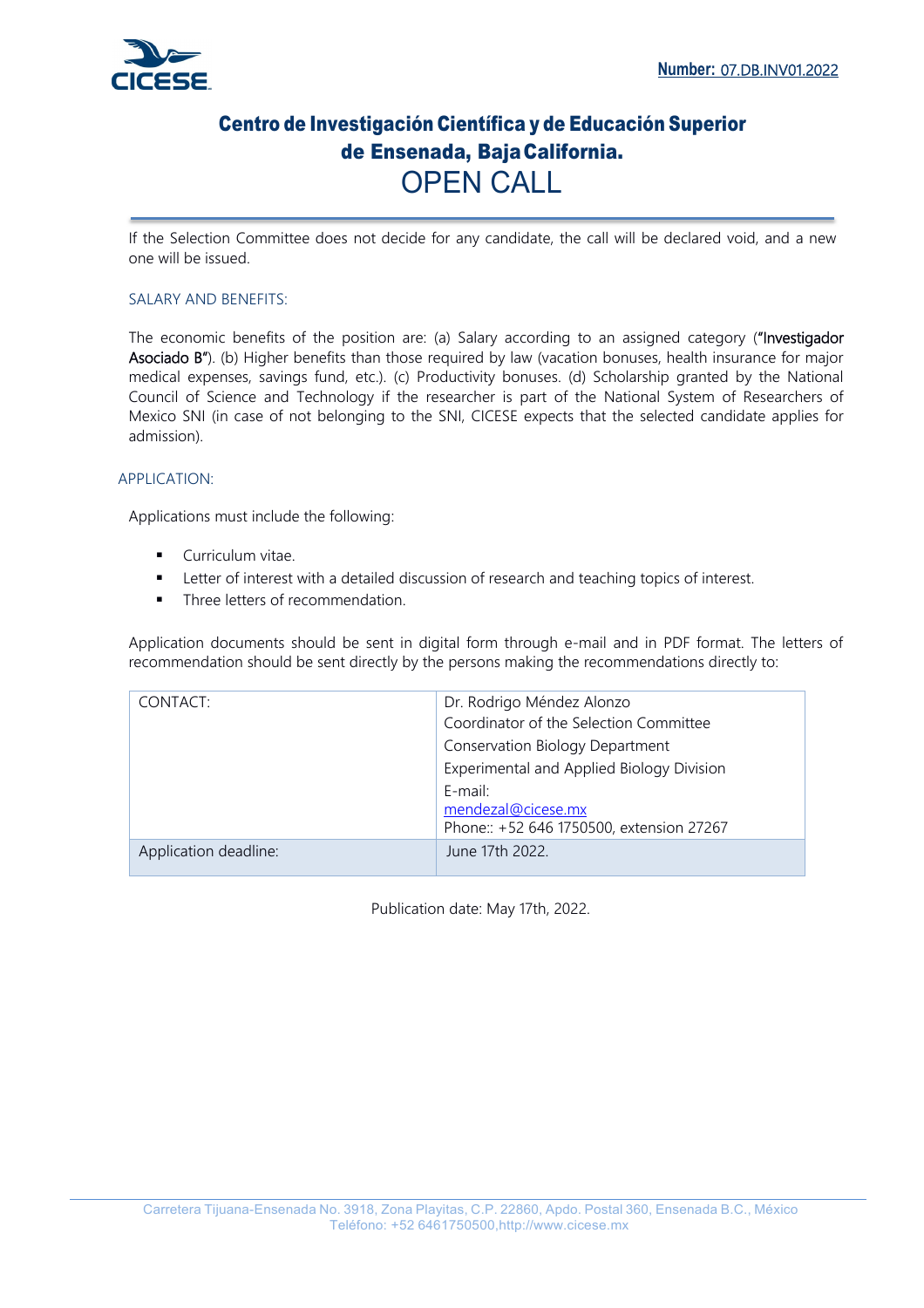If the Selection Committee does not decide for any candidate, the call will be declared void, and a new one will be issued.

## SALARY AND BENEFITS:

The economic benefits of the position are: (a) Salary according to an assigned category (**"Investigador Asociado B"**). (b) Higher benefits than those required by law (vacation bonuses, health insurance for major medical expenses, savings fund, etc.). (c) Productivity bonuses. (d) Scholarship granted by the National Council of Science and Technology if the researcher is part of the National System of Researchers of Mexico SNI (in case of not belonging to the SNI, CICESE expects that the selected candidate applies for admission).

## APPLICATION:

Applications must include the following:

- Curriculum vitae.
- Letter of interest with a detailed discussion of research and teaching topics of interest.
- Three letters of recommendation.

Application documents should be sent in digital form through e-mail and in PDF format. The letters of recommendation should be sent directly by the persons making the recommendations directly to:

| CONTACT: | Dr. Rodrigo Méndez Alonzo<br>Coordinator of the Selection Committee<br>Conservation Biology Department<br>Experimental and Applied Biology Division<br>E-mail:<br>mendezal@cicese.mx<br>Phone:: +52 646 1750500, extension 27267 |
|---|---|
| Application deadline: | June 17th 2022. |

Publication date: May 17th, 2022.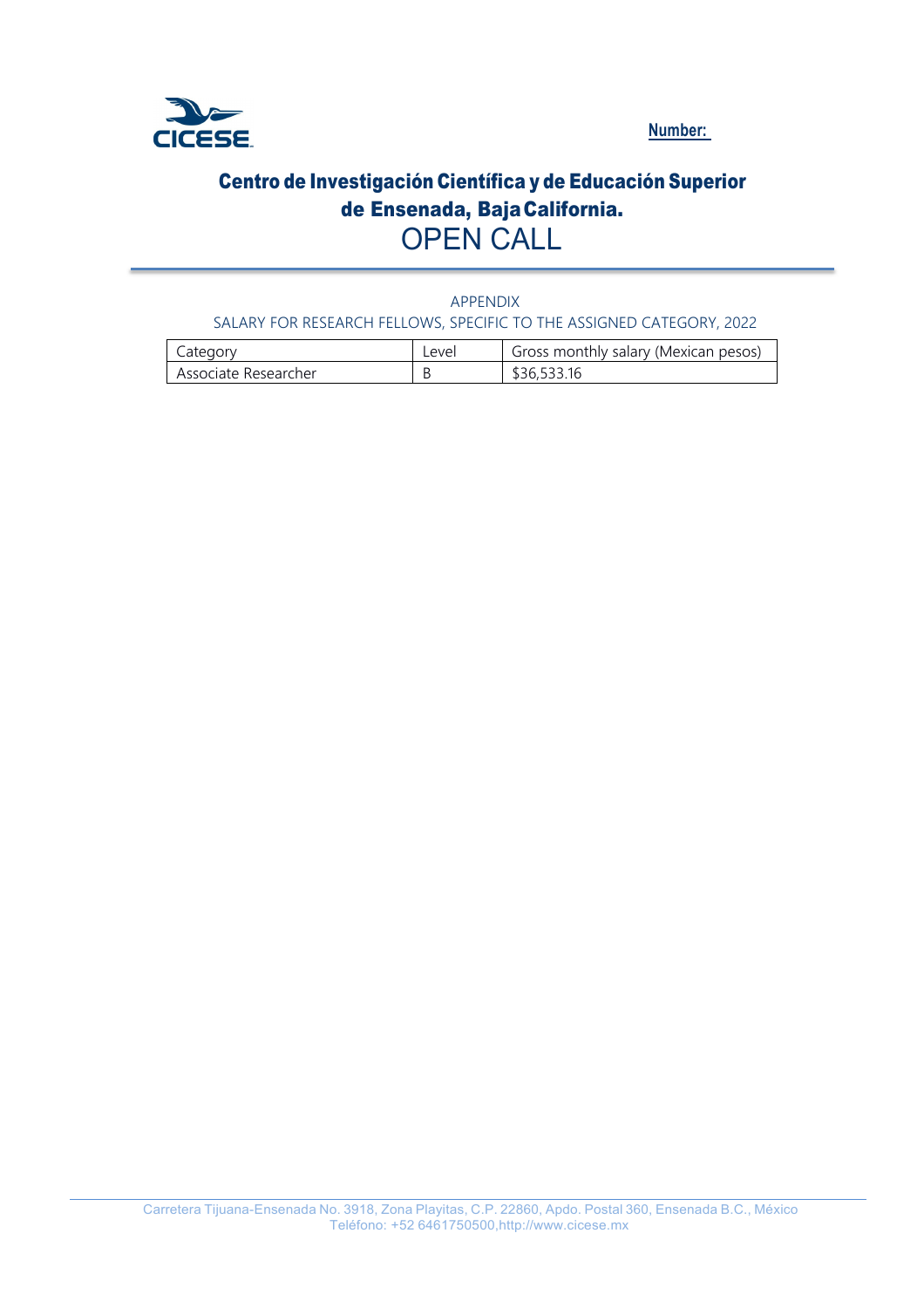Number:

# Centro de Investigación Científica y de Educación Superior de Ensenada, Baja California.

# OPEN CALL

APPENDIX

SALARY FOR RESEARCH FELLOWS, SPECIFIC TO THE ASSIGNED CATEGORY, 2022

| Category | Level | Gross monthly salary (Mexican pesos) |
| --- | --- | --- |
| Associate Researcher | B | $36,533.16 |

Carretera Tijuana-Ensenada No. 3918, Zona Playitas, C.P. 22860, Apdo. Postal 360, Ensenada B.C., México
Teléfono: +52 6461750500,http://www.cicese.mx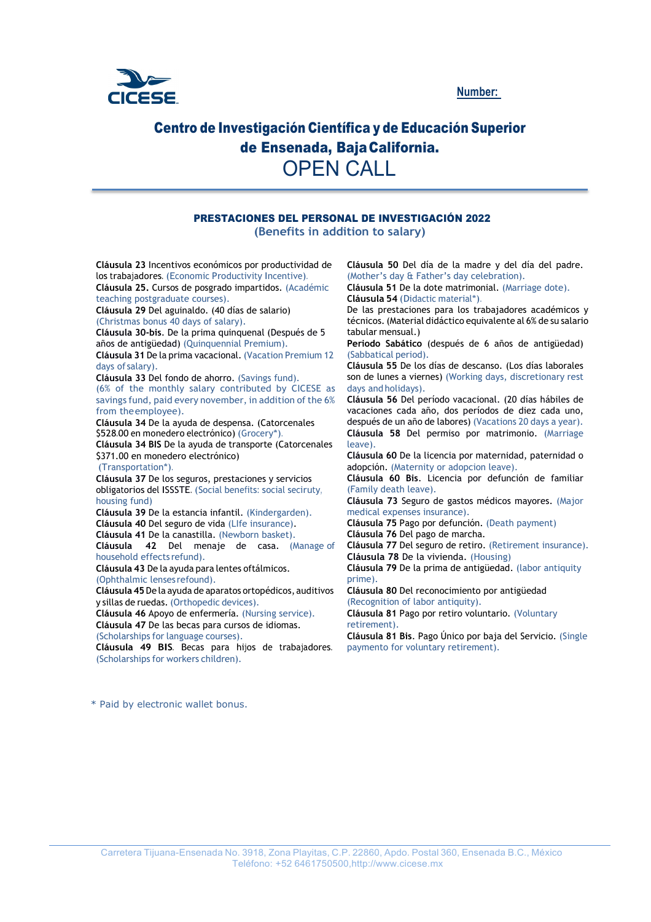Number:

## Centro de Investigación Científica y de Educación Superior de Ensenada, Baja California.

# OPEN CALL

### PRESTACIONES DEL PERSONAL DE INVESTIGACIÓN 2022
(Benefits in addition to salary)

**Cláusula 23** Incentivos económicos por productividad de los trabajadores. (Economic Productivity Incentive).
**Cláusula 25.** Cursos de posgrado impartidos. (Académic teaching postgraduate courses).
**Cláusula 29** Del aguinaldo. (40 días de salario) (Christmas bonus 40 days of salary).
**Cláusula 30-bis.** De la prima quinquenal (Después de 5 años de antigüedad) (Quinquennial Premium).
**Cláusula 31** De la prima vacacional. (Vacation Premium 12 days of salary).
**Cláusula 33** Del fondo de ahorro. (Savings fund).
(6% of the monthly salary contributed by CICESE as savings fund, paid every november, in addition of the 6% from the employee).
**Cláusula 34** De la ayuda de despensa. (Catorcenales $528.00 en monedero electrónico) (Grocery*).
**Cláusula 34 BIS** De la ayuda de transporte (Catorcenales $371.00 en monedero electrónico) (Transportation*).
**Cláusula 37** De los seguros, prestaciones y servicios obligatorios del ISSSTE. (Social benefits: social seciruty, housing fund)
**Cláusula 39** De la estancia infantil. (Kindergarden).
**Cláusula 40** Del seguro de vida (LIfe insurance).
**Cláusula 41** De la canastilla. (Newborn basket).
**Cláusula 42** Del menaje de casa. (Manage of household effects refund).
**Cláusula 43** De la ayuda para lentes oftálmicos. (Ophthalmic lenses refound).
**Cláusula 45** De la ayuda de aparatos ortopédicos, auditivos y sillas de ruedas. (Orthopedic devices).
**Cláusula 46** Apoyo de enfermería. (Nursing service).
**Cláusula 47** De las becas para cursos de idiomas. (Scholarships for language courses).
**Cláusula 49 BIS**. Becas para hijos de trabajadores. (Scholarships for workers children).
**Cláusula 50** Del día de la madre y del día del padre. (Mother's day & Father's day celebration).
**Cláusula 51** De la dote matrimonial. (Marriage dote).
**Cláusula 54** (Didactic material*).
De las prestaciones para los trabajadores académicos y técnicos. (Material didáctico equivalente al 6% de su salario tabular mensual.)
**Periodo Sabático** (después de 6 años de antigüedad) (Sabbatical period).
**Cláusula 55** De los días de descanso. (Los días laborales son de lunes a viernes) (Working days, discretionary rest days and holidays).
**Cláusula 56** Del período vacacional. (20 días hábiles de vacaciones cada año, dos periodos de diez cada uno, después de un año de labores) (Vacations 20 days a year).
**Cláusula 58** Del permiso por matrimonio. (Marriage leave).
**Cláusula 60** De la licencia por maternidad, paternidad o adopción. (Maternity or adopcion leave).
**Cláusula 60 Bis.** Licencia por defunción de familiar (Family death leave).
**Cláusula 73** Seguro de gastos médicos mayores. (Major medical expenses insurance).
**Cláusula 75** Pago por defunción. (Death payment)
**Cláusula 76** Del pago de marcha.
**Cláusula 77** Del seguro de retiro. (Retirement insurance).
**Cláusula 78** De la vivienda. (Housing)
**Cláusula 79** De la prima de antigüedad. (labor antiquity prime).
**Cláusula 80** Del reconocimiento por antigüedad (Recognition of labor antiquity).
**Cláusula 81** Pago por retiro voluntario. (Voluntary retirement).
**Cláusula 81 Bis**. Pago Único por baja del Servicio. (Single paymento for voluntary retirement).

\* Paid by electronic wallet bonus.

Carretera Tijuana-Ensenada No. 3918, Zona Playitas, C.P. 22860, Apdo. Postal 360, Ensenada B.C., México
Teléfono: +52 6461750500,http://www.cicese.mx